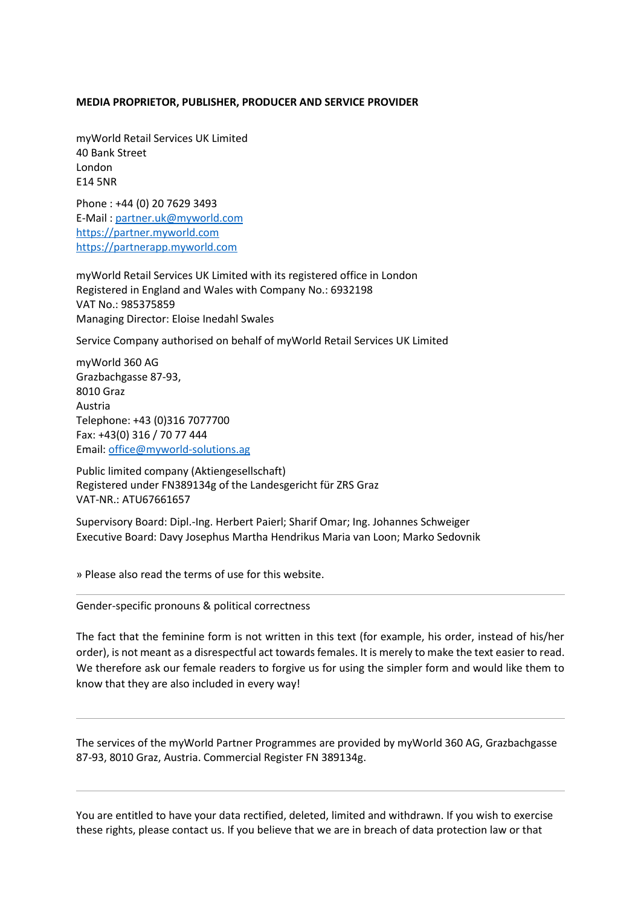**MEDIA PROPRIETOR, PUBLISHER, PRODUCER AND SERVICE PROVIDER**

myWorld Retail Services UK Limited
40 Bank Street
London
E14 5NR

Phone : +44 (0) 20 7629 3493
E-Mail : [partner.uk@myworld.com](mailto:partner.uk@myworld.com)
[https://partner.myworld.com](https://partner.myworld.com)
[https://partnerapp.myworld.com](https://partnerapp.myworld.com)

myWorld Retail Services UK Limited with its registered office in London
Registered in England and Wales with Company No.: 6932198
VAT No.: 985375859
Managing Director: Eloise Inedahl Swales

Service Company authorised on behalf of myWorld Retail Services UK Limited

myWorld 360 AG
Grazbachgasse 87-93,
8010 Graz
Austria
Telephone: +43 (0)316 7077700
Fax: +43(0) 316 / 70 77 444
Email: [office@myworld-solutions.ag](mailto:office@myworld-solutions.ag)

Public limited company (Aktiengesellschaft)
Registered under FN389134g of the Landesgericht für ZRS Graz
VAT-NR.: ATU67661657

Supervisory Board: Dipl.-Ing. Herbert Paierl; Sharif Omar; Ing. Johannes Schweiger
Executive Board: Davy Josephus Martha Hendrikus Maria van Loon; Marko Sedovnik

» Please also read the terms of use for this website.

---

Gender-specific pronouns & political correctness

The fact that the feminine form is not written in this text (for example, his order, instead of his/her order), is not meant as a disrespectful act towards females. It is merely to make the text easier to read. We therefore ask our female readers to forgive us for using the simpler form and would like them to know that they are also included in every way!

---

The services of the myWorld Partner Programmes are provided by myWorld 360 AG, Grazbachgasse 87-93, 8010 Graz, Austria. Commercial Register FN 389134g.

---

You are entitled to have your data rectified, deleted, limited and withdrawn. If you wish to exercise these rights, please contact us. If you believe that we are in breach of data protection law or that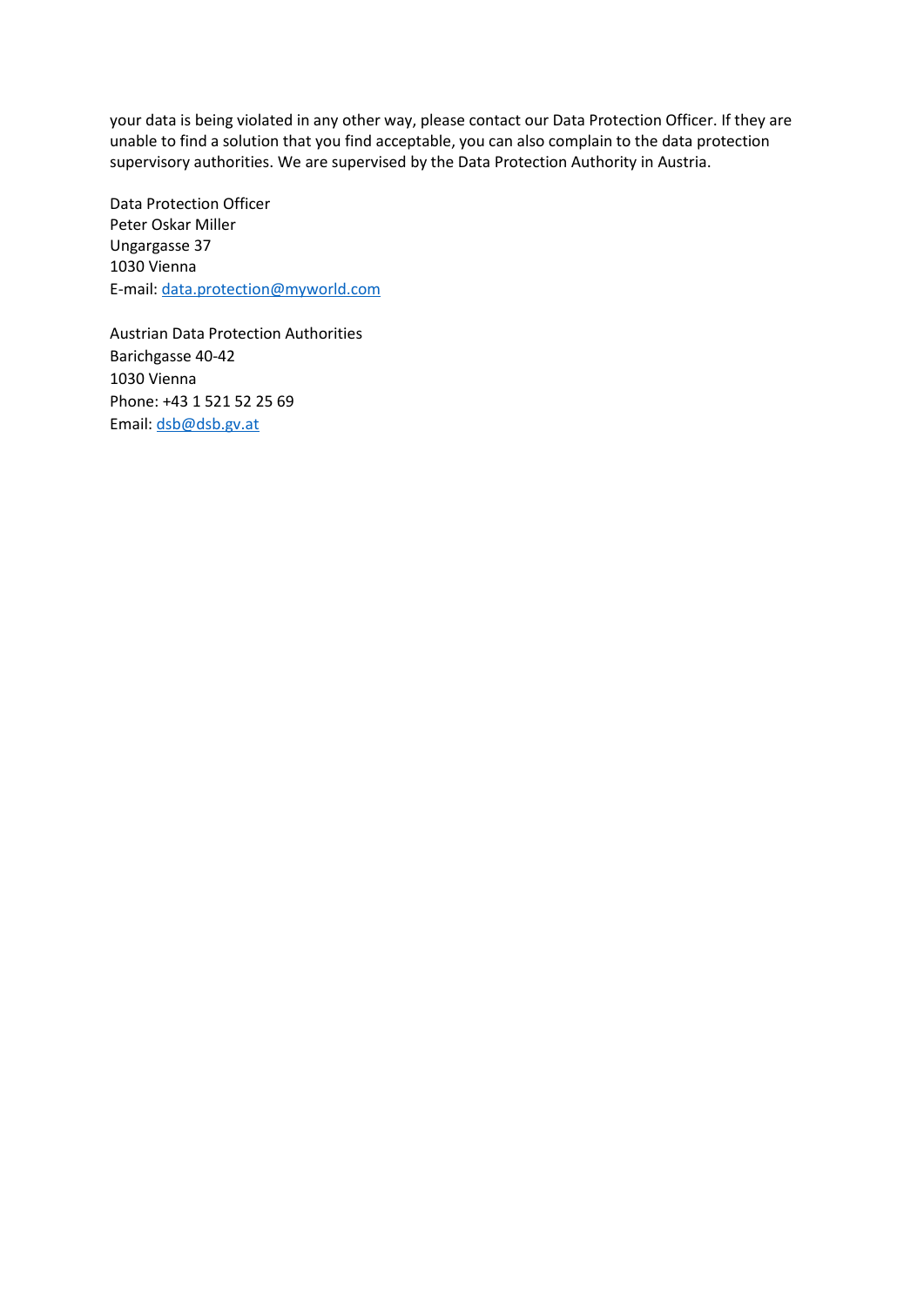your data is being violated in any other way, please contact our Data Protection Officer. If they are unable to find a solution that you find acceptable, you can also complain to the data protection supervisory authorities. We are supervised by the Data Protection Authority in Austria.

Data Protection Officer
Peter Oskar Miller
Ungargasse 37
1030 Vienna
E-mail: data.protection@myworld.com

Austrian Data Protection Authorities
Barichgasse 40-42
1030 Vienna
Phone: +43 1 521 52 25 69
Email: dsb@dsb.gv.at